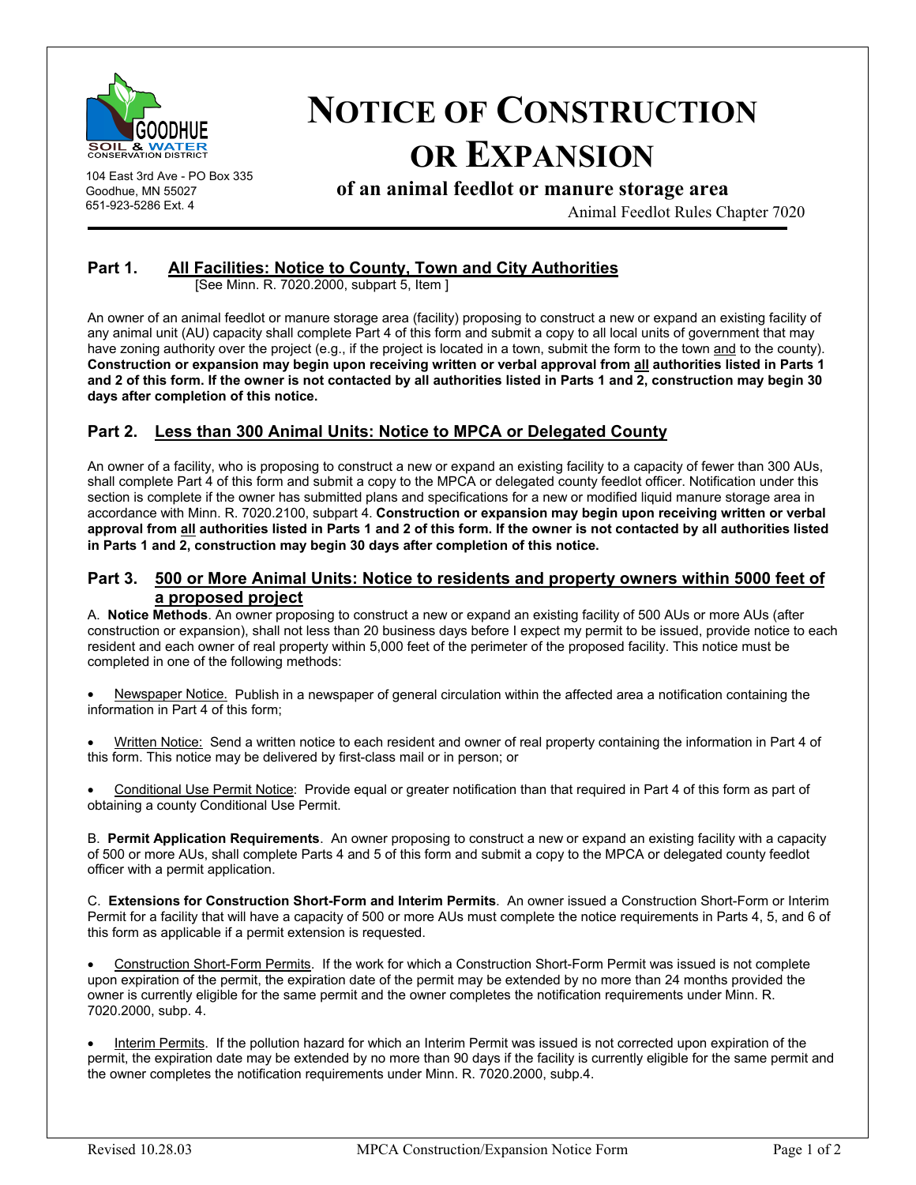GOODHUE SOIL & WATER CONSERVATION DISTRICT

104 East 3rd Ave - PO Box 335
Goodhue, MN 55027
651-923-5286 Ext. 4

# NOTICE OF CONSTRUCTION OR EXPANSION

## of an animal feedlot or manure storage area

Animal Feedlot Rules Chapter 7020

## Part 1. All Facilities: Notice to County, Town and City Authorities

[See Minn. R. 7020.2000, subpart 5, Item ]

An owner of an animal feedlot or manure storage area (facility) proposing to construct a new or expand an existing facility of any animal unit (AU) capacity shall complete Part 4 of this form and submit a copy to all local units of government that may have zoning authority over the project (e.g., if the project is located in a town, submit the form to the town and to the county). **Construction or expansion may begin upon receiving written or verbal approval from all authorities listed in Parts 1 and 2 of this form. If the owner is not contacted by all authorities listed in Parts 1 and 2, construction may begin 30 days after completion of this notice.**

## Part 2. Less than 300 Animal Units: Notice to MPCA or Delegated County

An owner of a facility, who is proposing to construct a new or expand an existing facility to a capacity of fewer than 300 AUs, shall complete Part 4 of this form and submit a copy to the MPCA or delegated county feedlot officer. Notification under this section is complete if the owner has submitted plans and specifications for a new or modified liquid manure storage area in accordance with Minn. R. 7020.2100, subpart 4. **Construction or expansion may begin upon receiving written or verbal approval from all authorities listed in Parts 1 and 2 of this form. If the owner is not contacted by all authorities listed in Parts 1 and 2, construction may begin 30 days after completion of this notice.**

## Part 3. 500 or More Animal Units: Notice to residents and property owners within 5000 feet of a proposed project

A. **Notice Methods**. An owner proposing to construct a new or expand an existing facility of 500 AUs or more AUs (after construction or expansion), shall not less than 20 business days before I expect my permit to be issued, provide notice to each resident and each owner of real property within 5,000 feet of the perimeter of the proposed facility. This notice must be completed in one of the following methods:

- Newspaper Notice. Publish in a newspaper of general circulation within the affected area a notification containing the information in Part 4 of this form;
- Written Notice: Send a written notice to each resident and owner of real property containing the information in Part 4 of this form. This notice may be delivered by first-class mail or in person; or
- Conditional Use Permit Notice: Provide equal or greater notification than that required in Part 4 of this form as part of obtaining a county Conditional Use Permit.

B. **Permit Application Requirements**. An owner proposing to construct a new or expand an existing facility with a capacity of 500 or more AUs, shall complete Parts 4 and 5 of this form and submit a copy to the MPCA or delegated county feedlot officer with a permit application.

C. **Extensions for Construction Short-Form and Interim Permits**. An owner issued a Construction Short-Form or Interim Permit for a facility that will have a capacity of 500 or more AUs must complete the notice requirements in Parts 4, 5, and 6 of this form as applicable if a permit extension is requested.

- Construction Short-Form Permits. If the work for which a Construction Short-Form Permit was issued is not complete upon expiration of the permit, the expiration date of the permit may be extended by no more than 24 months provided the owner is currently eligible for the same permit and the owner completes the notification requirements under Minn. R. 7020.2000, subp. 4.
- Interim Permits. If the pollution hazard for which an Interim Permit was issued is not corrected upon expiration of the permit, the expiration date may be extended by no more than 90 days if the facility is currently eligible for the same permit and the owner completes the notification requirements under Minn. R. 7020.2000, subp.4.

Revised 10.28.03 MPCA Construction/Expansion Notice Form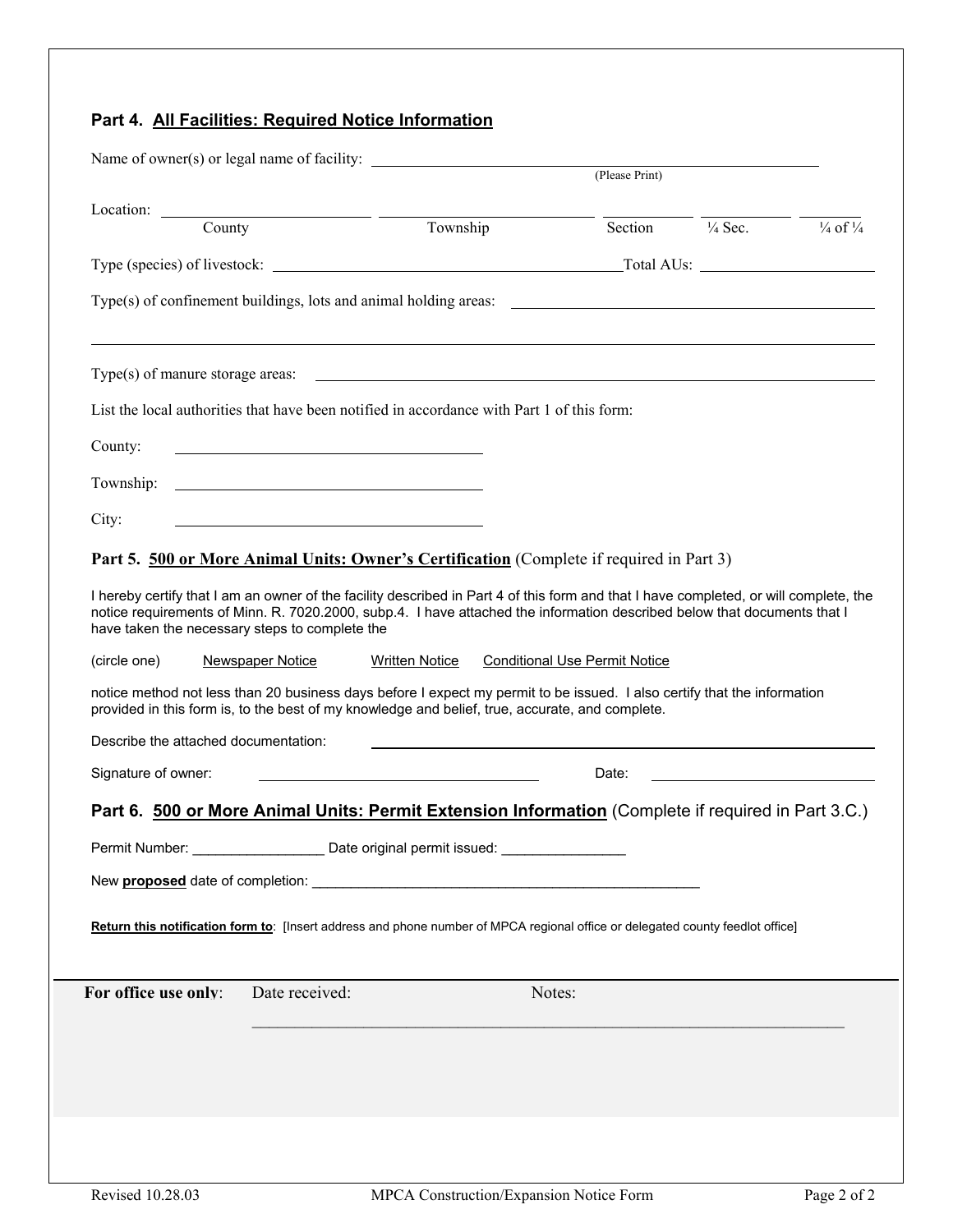## Part 4. All Facilities: Required Notice Information

Name of owner(s) or legal name of facility: ______________________________________
(Please Print)

Location: ____________ ____________ ____________ ____________ ____________
County Township Section ¼ Sec. ¼ of ¼

Type (species) of livestock: ______________________________ Total AUs: ____________

Type(s) of confinement buildings, lots and animal holding areas: ______________________________

______________________________________________________________________

Type(s) of manure storage areas: ______________________________________

List the local authorities that have been notified in accordance with Part 1 of this form:

County: ______________________________

Township: ______________________________

City: ______________________________

## Part 5. 500 or More Animal Units: Owner's Certification (Complete if required in Part 3)

I hereby certify that I am an owner of the facility described in Part 4 of this form and that I have completed, or will complete, the notice requirements of Minn. R. 7020.2000, subp.4. I have attached the information described below that documents that I have taken the necessary steps to complete the

(circle one) Newspaper Notice Written Notice Conditional Use Permit Notice

notice method not less than 20 business days before I expect my permit to be issued. I also certify that the information provided in this form is, to the best of my knowledge and belief, true, accurate, and complete.

Describe the attached documentation: ______________________________________

Signature of owner: ______________________________ Date: ____________________

## Part 6. 500 or More Animal Units: Permit Extension Information (Complete if required in Part 3.C.)

Permit Number: ________________ Date original permit issued: _______________

New **proposed** date of completion: ___________________________________________________

**Return this notification form to**: [Insert address and phone number of MPCA regional office or delegated county feedlot office]

**For office use only**: Date received: Notes:

______________________________________________________________________

Revised 10.28.03 MPCA Construction/Expansion Notice Form